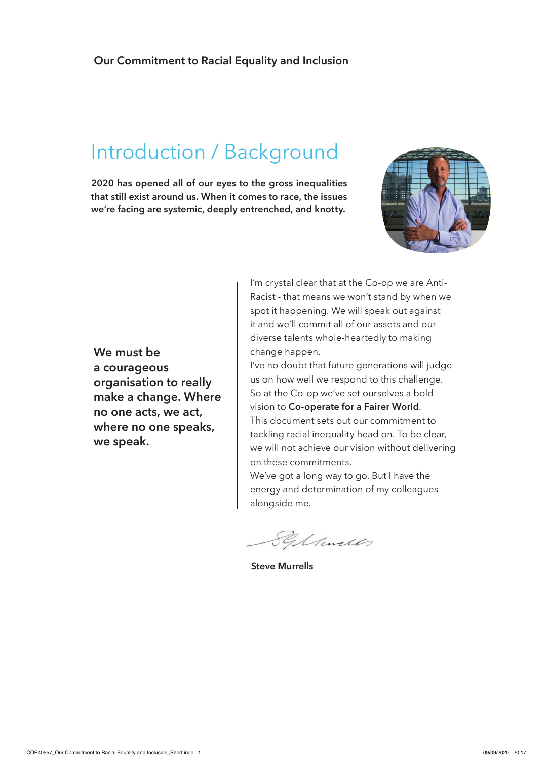Our Commitment to Racial Equality and Inclusion

# Introduction / Background

**2020 has opened all of our eyes to the gross inequalities that still exist around us. When it comes to race, the issues we're facing are systemic, deeply entrenched, and knotty.**

**We must be a courageous organisation to really make a change. Where no one acts, we act, where no one speaks, we speak.**

I'm crystal clear that at the Co-op we are Anti-Racist - that means we won't stand by when we spot it happening. We will speak out against it and we'll commit all of our assets and our diverse talents whole-heartedly to making change happen.

I've no doubt that future generations will judge us on how well we respond to this challenge. So at the Co-op we've set ourselves a bold vision to **Co-operate for a Fairer World**.

This document sets out our commitment to tackling racial inequality head on. To be clear, we will not achieve our vision without delivering on these commitments.

We've got a long way to go. But I have the energy and determination of my colleagues alongside me.

**Steve Murrells**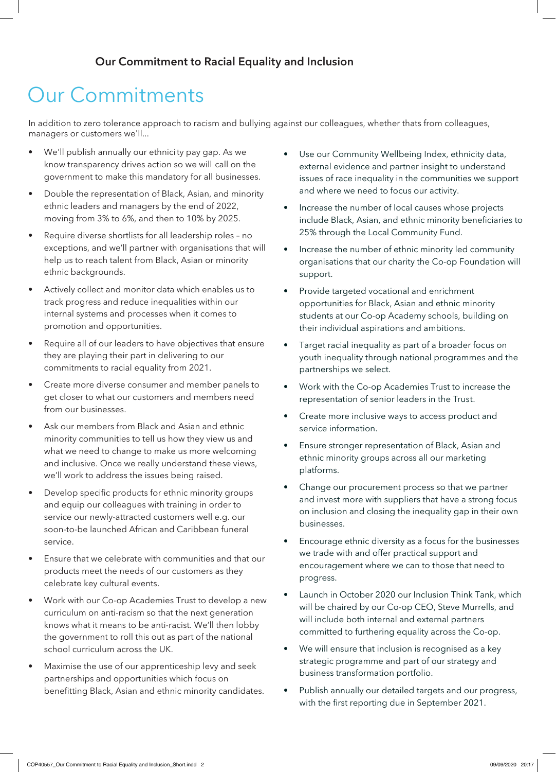### Our Commitment to Racial Equality and Inclusion

# Our Commitments

In addition to zero tolerance approach to racism and bullying against our colleagues, whether thats from colleagues, managers or customers we'll...

- We'll publish annually our ethnicity pay gap. As we know transparency drives action so we will call on the government to make this mandatory for all businesses.
- Double the representation of Black, Asian, and minority ethnic leaders and managers by the end of 2022, moving from 3% to 6%, and then to 10% by 2025.
- Require diverse shortlists for all leadership roles – no exceptions, and we'll partner with organisations that will help us to reach talent from Black, Asian or minority ethnic backgrounds.
- Actively collect and monitor data which enables us to track progress and reduce inequalities within our internal systems and processes when it comes to promotion and opportunities.
- Require all of our leaders to have objectives that ensure they are playing their part in delivering to our commitments to racial equality from 2021.
- Create more diverse consumer and member panels to get closer to what our customers and members need from our businesses.
- Ask our members from Black and Asian and ethnic minority communities to tell us how they view us and what we need to change to make us more welcoming and inclusive. Once we really understand these views, we'll work to address the issues being raised.
- Develop specific products for ethnic minority groups and equip our colleagues with training in order to service our newly-attracted customers well e.g. our soon-to-be launched African and Caribbean funeral service.
- Ensure that we celebrate with communities and that our products meet the needs of our customers as they celebrate key cultural events.
- Work with our Co-op Academies Trust to develop a new curriculum on anti-racism so that the next generation knows what it means to be anti-racist. We'll then lobby the government to roll this out as part of the national school curriculum across the UK.
- Maximise the use of our apprenticeship levy and seek partnerships and opportunities which focus on benefitting Black, Asian and ethnic minority candidates.
- Use our Community Wellbeing Index, ethnicity data, external evidence and partner insight to understand issues of race inequality in the communities we support and where we need to focus our activity.
- Increase the number of local causes whose projects include Black, Asian, and ethnic minority beneficiaries to 25% through the Local Community Fund.
- Increase the number of ethnic minority led community organisations that our charity the Co-op Foundation will support.
- Provide targeted vocational and enrichment opportunities for Black, Asian and ethnic minority students at our Co-op Academy schools, building on their individual aspirations and ambitions.
- Target racial inequality as part of a broader focus on youth inequality through national programmes and the partnerships we select.
- Work with the Co-op Academies Trust to increase the representation of senior leaders in the Trust.
- Create more inclusive ways to access product and service information.
- Ensure stronger representation of Black, Asian and ethnic minority groups across all our marketing platforms.
- Change our procurement process so that we partner and invest more with suppliers that have a strong focus on inclusion and closing the inequality gap in their own businesses.
- Encourage ethnic diversity as a focus for the businesses we trade with and offer practical support and encouragement where we can to those that need to progress.
- Launch in October 2020 our Inclusion Think Tank, which will be chaired by our Co-op CEO, Steve Murrells, and will include both internal and external partners committed to furthering equality across the Co-op.
- We will ensure that inclusion is recognised as a key strategic programme and part of our strategy and business transformation portfolio.
- Publish annually our detailed targets and our progress, with the first reporting due in September 2021.